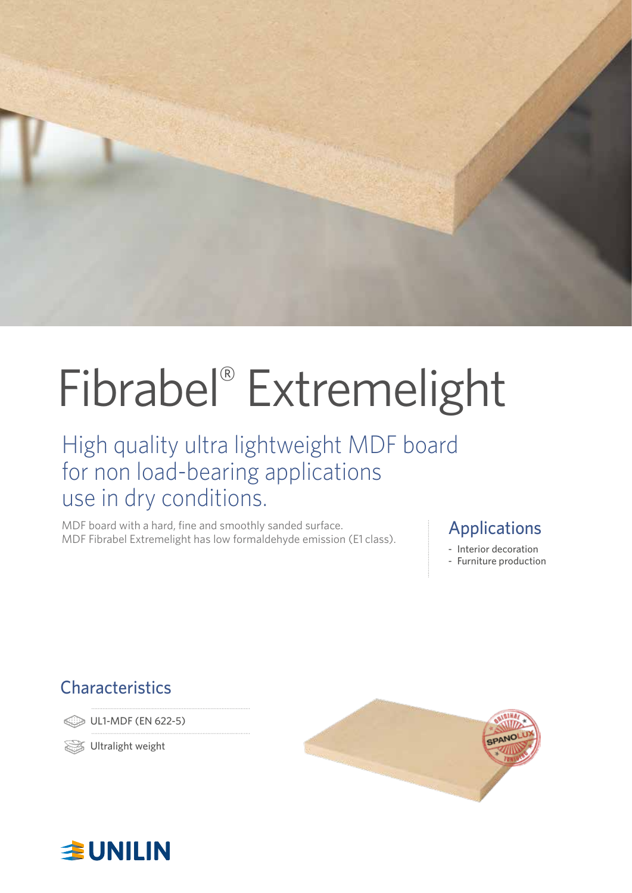# Fibrabel® Extremelight

## High quality ultra lightweight MDF board for non load-bearing applications use in dry conditions.

MDF board with a hard, fine and smoothly sanded surface.
MDF Fibrabel Extremelight has low formaldehyde emission (E1 class).

## Applications

- Interior decoration
- Furniture production

## Characteristics

- UL1-MDF (EN 622-5)
- Ultralight weight

UNILIN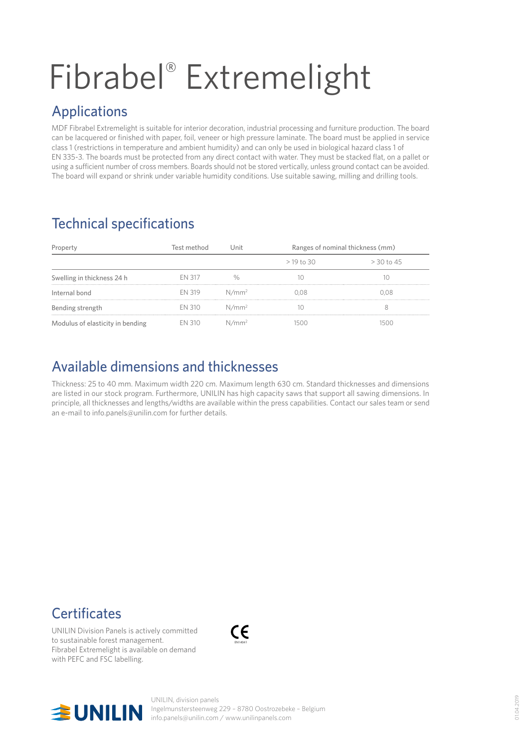# Fibrabel® Extremelight

## Applications

MDF Fibrabel Extremelight is suitable for interior decoration, industrial processing and furniture production. The board can be lacquered or finished with paper, foil, veneer or high pressure laminate. The board must be applied in service class 1 (restrictions in temperature and ambient humidity) and can only be used in biological hazard class 1 of EN 335-3. The boards must be protected from any direct contact with water. They must be stacked flat, on a pallet or using a sufficient number of cross members. Boards should not be stored vertically, unless ground contact can be avoided. The board will expand or shrink under variable humidity conditions. Use suitable sawing, milling and drilling tools.

## Technical specifications

| Property | Test method | Unit | Ranges of nominal thickness (mm) | |
|---|---|---|---|---|
| | | | > 19 to 30 | > 30 to 45 |
| Swelling in thickness 24 h | EN 317 | % | 10 | 10 |
| Internal bond | EN 319 | N/mm² | 0,08 | 0,08 |
| Bending strength | EN 310 | N/mm² | 10 | 8 |
| Modulus of elasticity in bending | EN 310 | N/mm² | 1500 | 1500 |

## Available dimensions and thicknesses

Thickness: 25 to 40 mm. Maximum width 220 cm. Maximum length 630 cm. Standard thicknesses and dimensions are listed in our stock program. Furthermore, UNILIN has high capacity saws that support all sawing dimensions. In principle, all thicknesses and lengths/widths are available within the press capabilities. Contact our sales team or send an e-mail to info.panels@unilin.com for further details.

## Certificates

UNILIN Division Panels is actively committed to sustainable forest management. Fibrabel Extremelight is available on demand with PEFC and FSC labelling.

CE
EN14041

UNILIN, division panels
Ingelmunstersteenweg 229 – 8780 Oostrozebeke – Belgium
info.panels@unilin.com / www.unilinpanels.com

01.04.2019